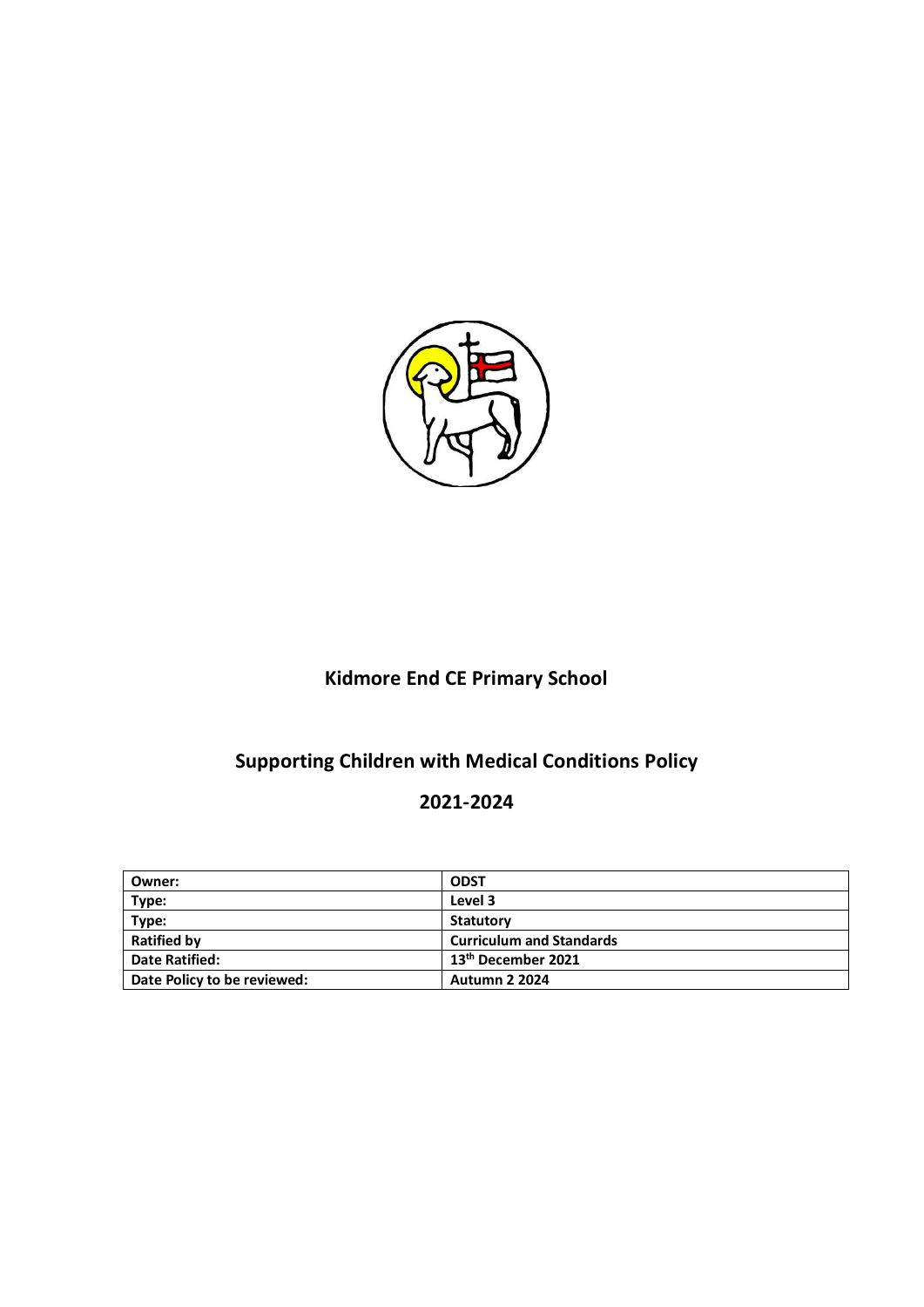# Kidmore End CE Primary School

## Supporting Children with Medical Conditions Policy

## 2021-2024

| Owner: | ODST |
|---|---|
| Type: | Level 3 |
| Type: | Statutory |
| Ratified by | Curriculum and Standards |
| Date Ratified: | 13th December 2021 |
| Date Policy to be reviewed: | Autumn 2 2024 |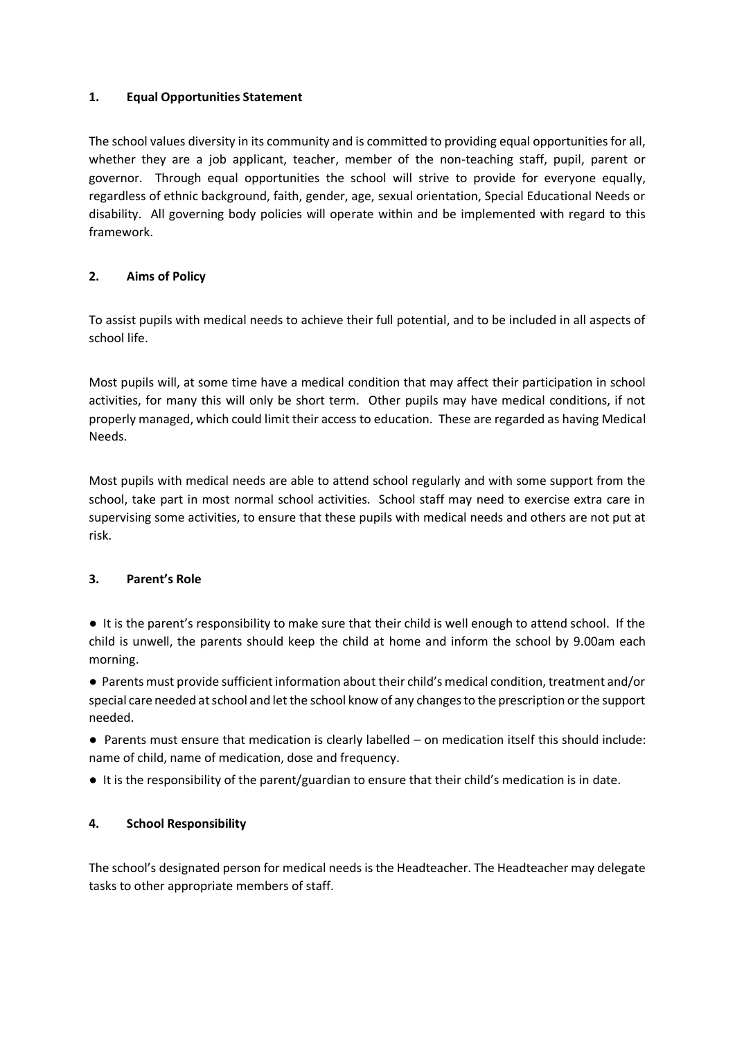## 1. Equal Opportunities Statement

The school values diversity in its community and is committed to providing equal opportunities for all, whether they are a job applicant, teacher, member of the non-teaching staff, pupil, parent or governor. Through equal opportunities the school will strive to provide for everyone equally, regardless of ethnic background, faith, gender, age, sexual orientation, Special Educational Needs or disability. All governing body policies will operate within and be implemented with regard to this framework.

## 2. Aims of Policy

To assist pupils with medical needs to achieve their full potential, and to be included in all aspects of school life.

Most pupils will, at some time have a medical condition that may affect their participation in school activities, for many this will only be short term. Other pupils may have medical conditions, if not properly managed, which could limit their access to education. These are regarded as having Medical Needs.

Most pupils with medical needs are able to attend school regularly and with some support from the school, take part in most normal school activities. School staff may need to exercise extra care in supervising some activities, to ensure that these pupils with medical needs and others are not put at risk.

## 3. Parent's Role

- It is the parent's responsibility to make sure that their child is well enough to attend school. If the child is unwell, the parents should keep the child at home and inform the school by 9.00am each morning.
- Parents must provide sufficient information about their child's medical condition, treatment and/or special care needed at school and let the school know of any changes to the prescription or the support needed.
- Parents must ensure that medication is clearly labelled – on medication itself this should include: name of child, name of medication, dose and frequency.
- It is the responsibility of the parent/guardian to ensure that their child's medication is in date.

## 4. School Responsibility

The school's designated person for medical needs is the Headteacher. The Headteacher may delegate tasks to other appropriate members of staff.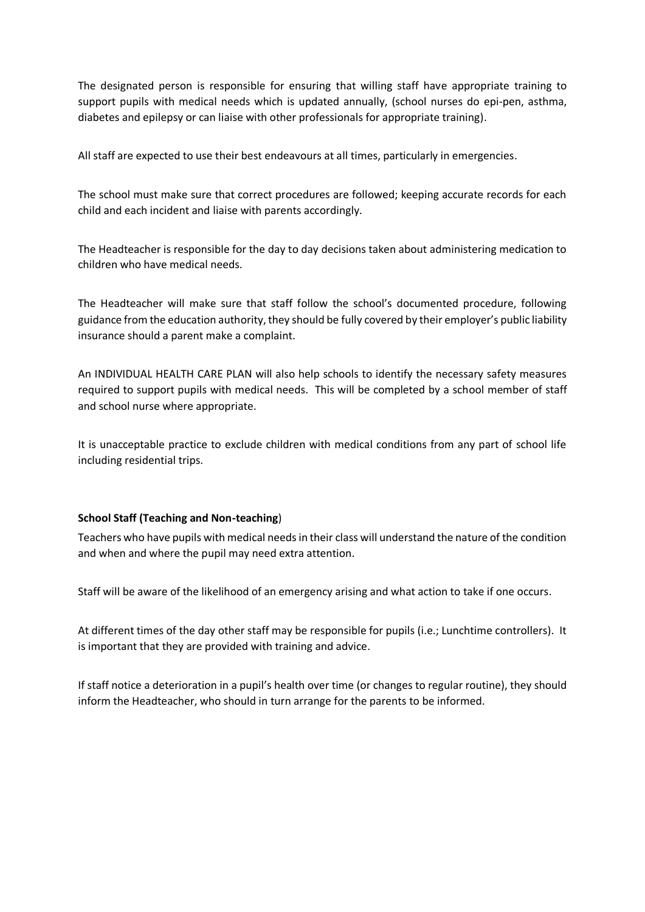The designated person is responsible for ensuring that willing staff have appropriate training to support pupils with medical needs which is updated annually, (school nurses do epi-pen, asthma, diabetes and epilepsy or can liaise with other professionals for appropriate training).

All staff are expected to use their best endeavours at all times, particularly in emergencies.

The school must make sure that correct procedures are followed; keeping accurate records for each child and each incident and liaise with parents accordingly.

The Headteacher is responsible for the day to day decisions taken about administering medication to children who have medical needs.

The Headteacher will make sure that staff follow the school's documented procedure, following guidance from the education authority, they should be fully covered by their employer's public liability insurance should a parent make a complaint.

An INDIVIDUAL HEALTH CARE PLAN will also help schools to identify the necessary safety measures required to support pupils with medical needs. This will be completed by a school member of staff and school nurse where appropriate.

It is unacceptable practice to exclude children with medical conditions from any part of school life including residential trips.

**School Staff (Teaching and Non-teaching**)

Teachers who have pupils with medical needs in their class will understand the nature of the condition and when and where the pupil may need extra attention.

Staff will be aware of the likelihood of an emergency arising and what action to take if one occurs.

At different times of the day other staff may be responsible for pupils (i.e.; Lunchtime controllers). It is important that they are provided with training and advice.

If staff notice a deterioration in a pupil's health over time (or changes to regular routine), they should inform the Headteacher, who should in turn arrange for the parents to be informed.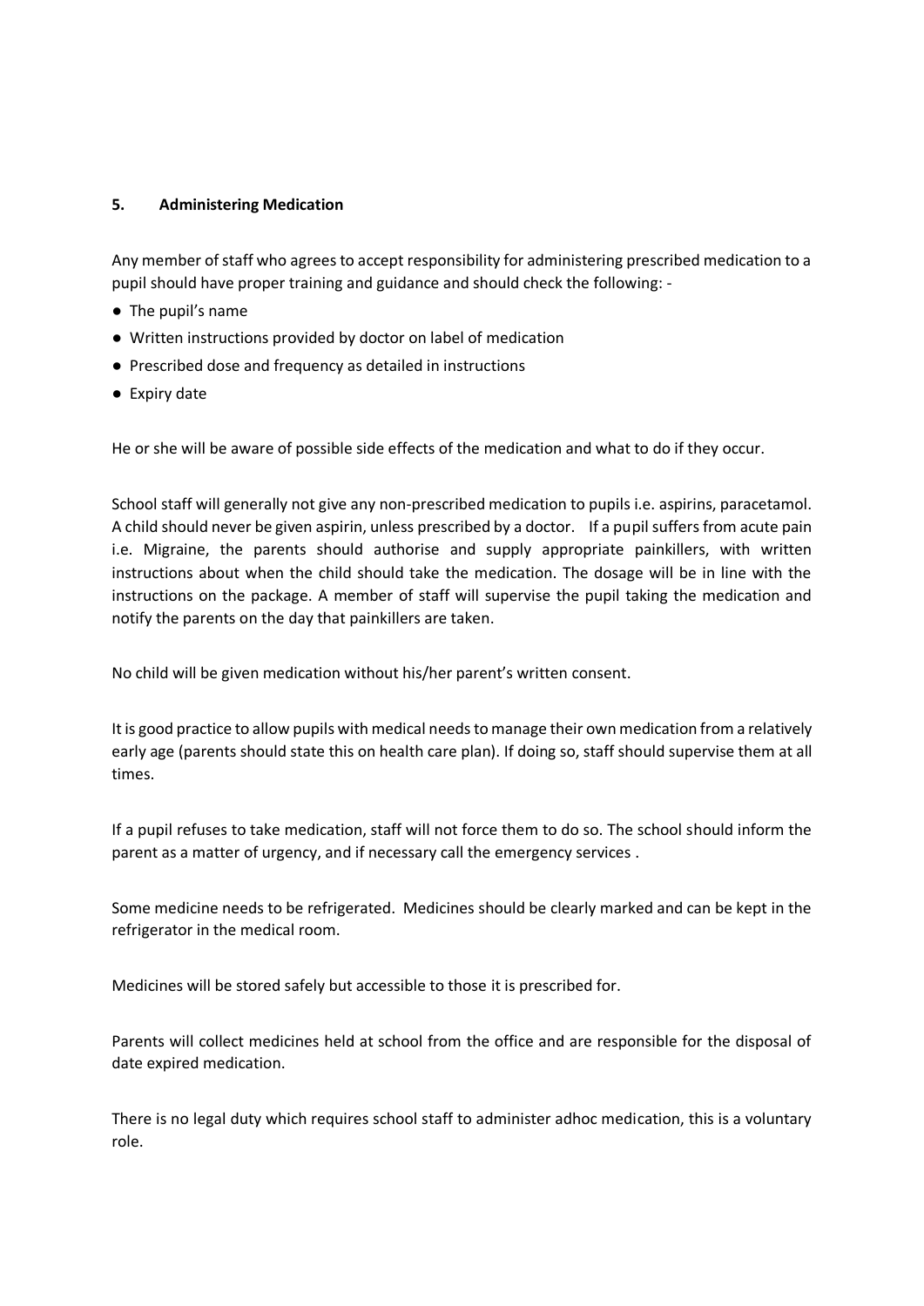## 5. Administering Medication

Any member of staff who agrees to accept responsibility for administering prescribed medication to a pupil should have proper training and guidance and should check the following: -

- The pupil's name
- Written instructions provided by doctor on label of medication
- Prescribed dose and frequency as detailed in instructions
- Expiry date

He or she will be aware of possible side effects of the medication and what to do if they occur.

School staff will generally not give any non-prescribed medication to pupils i.e. aspirins, paracetamol. A child should never be given aspirin, unless prescribed by a doctor. If a pupil suffers from acute pain i.e. Migraine, the parents should authorise and supply appropriate painkillers, with written instructions about when the child should take the medication. The dosage will be in line with the instructions on the package. A member of staff will supervise the pupil taking the medication and notify the parents on the day that painkillers are taken.

No child will be given medication without his/her parent's written consent.

It is good practice to allow pupils with medical needs to manage their own medication from a relatively early age (parents should state this on health care plan). If doing so, staff should supervise them at all times.

If a pupil refuses to take medication, staff will not force them to do so. The school should inform the parent as a matter of urgency, and if necessary call the emergency services .

Some medicine needs to be refrigerated. Medicines should be clearly marked and can be kept in the refrigerator in the medical room.

Medicines will be stored safely but accessible to those it is prescribed for.

Parents will collect medicines held at school from the office and are responsible for the disposal of date expired medication.

There is no legal duty which requires school staff to administer adhoc medication, this is a voluntary role.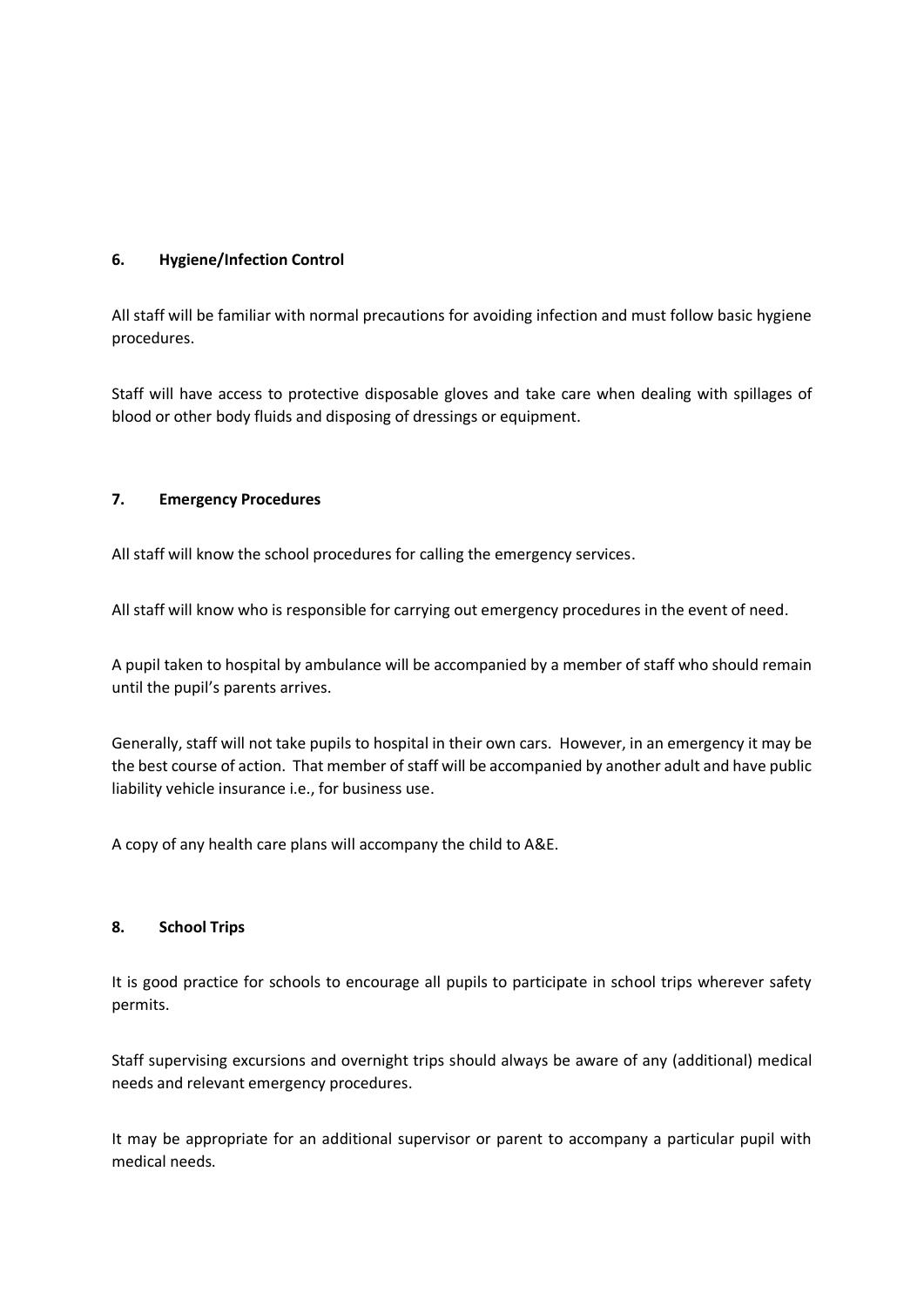## 6. Hygiene/Infection Control

All staff will be familiar with normal precautions for avoiding infection and must follow basic hygiene procedures.

Staff will have access to protective disposable gloves and take care when dealing with spillages of blood or other body fluids and disposing of dressings or equipment.

## 7. Emergency Procedures

All staff will know the school procedures for calling the emergency services.

All staff will know who is responsible for carrying out emergency procedures in the event of need.

A pupil taken to hospital by ambulance will be accompanied by a member of staff who should remain until the pupil's parents arrives.

Generally, staff will not take pupils to hospital in their own cars. However, in an emergency it may be the best course of action. That member of staff will be accompanied by another adult and have public liability vehicle insurance i.e., for business use.

A copy of any health care plans will accompany the child to A&E.

## 8. School Trips

It is good practice for schools to encourage all pupils to participate in school trips wherever safety permits.

Staff supervising excursions and overnight trips should always be aware of any (additional) medical needs and relevant emergency procedures.

It may be appropriate for an additional supervisor or parent to accompany a particular pupil with medical needs.